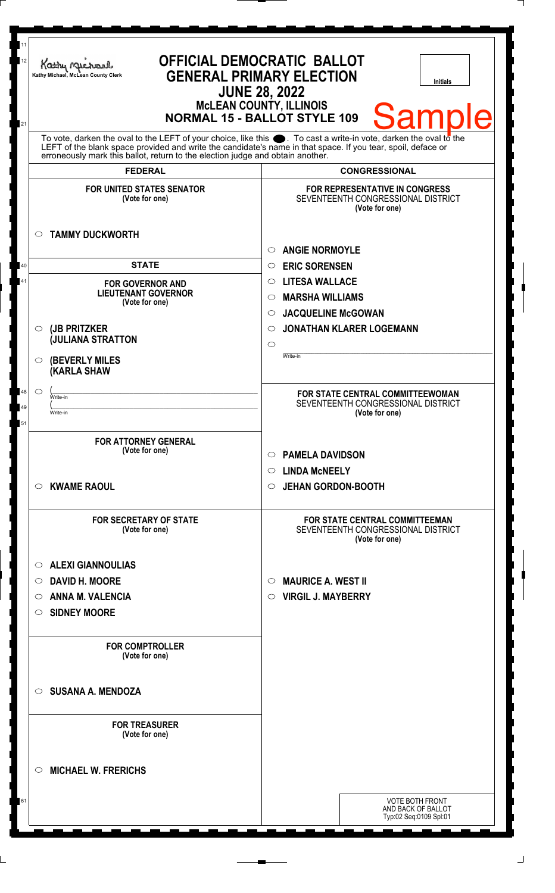Kathy Michael, McLean County Clerk

# OFFICIAL DEMOCRATIC BALLOT
## GENERAL PRIMARY ELECTION
## JUNE 28, 2022
### McLEAN COUNTY, ILLINOIS
### NORMAL 15 - BALLOT STYLE 109

Initials

Sample

To vote, darken the oval to the LEFT of your choice, like this ●. To cast a write-in vote, darken the oval to the LEFT of the blank space provided and write the candidate's name in that space. If you tear, spoil, deface or erroneously mark this ballot, return to the election judge and obtain another.

## FEDERAL

**FOR UNITED STATES SENATOR**
(Vote for one)

- ○ **TAMMY DUCKWORTH**

## STATE

**FOR GOVERNOR AND LIEUTENANT GOVERNOR**
(Vote for one)

- ○ **(JB PRITZKER (JULIANA STRATTON**
- ○ **(BEVERLY MILES (KARLA SHAW**
- ○ ( ______ Write-in ( ______ Write-in

**FOR ATTORNEY GENERAL**
(Vote for one)

- ○ **KWAME RAOUL**

**FOR SECRETARY OF STATE**
(Vote for one)

- ○ **ALEXI GIANNOULIAS**
- ○ **DAVID H. MOORE**
- ○ **ANNA M. VALENCIA**
- ○ **SIDNEY MOORE**

**FOR COMPTROLLER**
(Vote for one)

- ○ **SUSANA A. MENDOZA**

**FOR TREASURER**
(Vote for one)

- ○ **MICHAEL W. FRERICHS**

## CONGRESSIONAL

**FOR REPRESENTATIVE IN CONGRESS**
SEVENTEENTH CONGRESSIONAL DISTRICT
(Vote for one)

- ○ **ANGIE NORMOYLE**
- ○ **ERIC SORENSEN**
- ○ **LITESA WALLACE**
- ○ **MARSHA WILLIAMS**
- ○ **JACQUELINE McGOWAN**
- ○ **JONATHAN KLARER LOGEMANN**
- ○ ______ Write-in

**FOR STATE CENTRAL COMMITTEEWOMAN**
SEVENTEENTH CONGRESSIONAL DISTRICT
(Vote for one)

- ○ **PAMELA DAVIDSON**
- ○ **LINDA McNEELY**
- ○ **JEHAN GORDON-BOOTH**

**FOR STATE CENTRAL COMMITTEEMAN**
SEVENTEENTH CONGRESSIONAL DISTRICT
(Vote for one)

- ○ **MAURICE A. WEST II**
- ○ **VIRGIL J. MAYBERRY**

VOTE BOTH FRONT AND BACK OF BALLOT
Typ:02 Seq:0109 Spl:01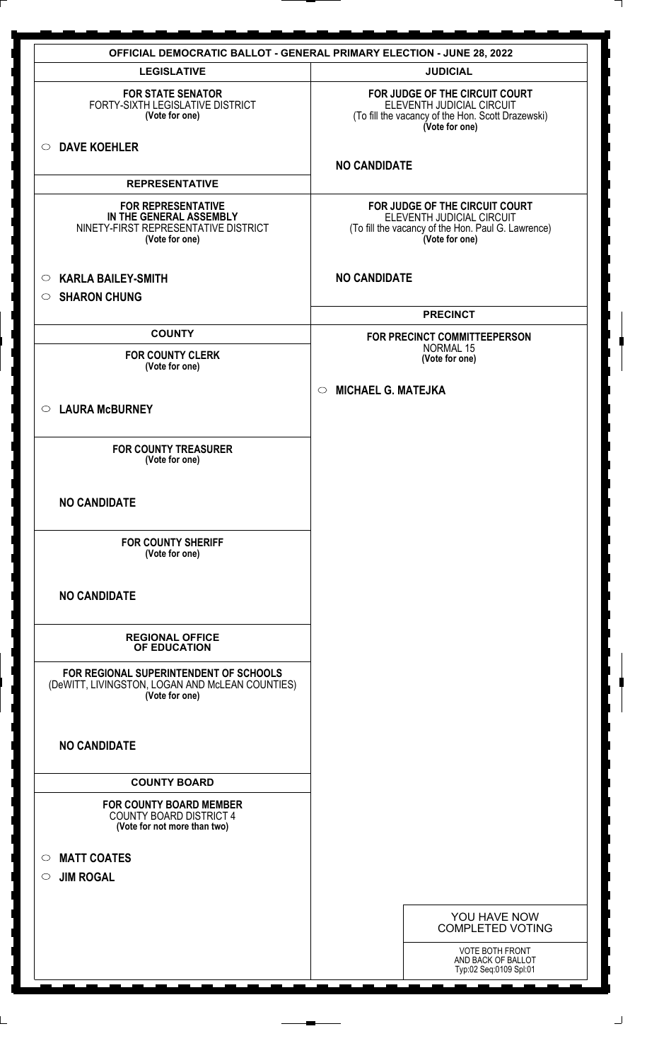# OFFICIAL DEMOCRATIC BALLOT - GENERAL PRIMARY ELECTION - JUNE 28, 2022

## LEGISLATIVE

**FOR STATE SENATOR**
FORTY-SIXTH LEGISLATIVE DISTRICT
**(Vote for one)**

○ **DAVE KOEHLER**

## REPRESENTATIVE

**FOR REPRESENTATIVE IN THE GENERAL ASSEMBLY**
NINETY-FIRST REPRESENTATIVE DISTRICT
**(Vote for one)**

○ **KARLA BAILEY-SMITH**
○ **SHARON CHUNG**

## COUNTY

**FOR COUNTY CLERK**
**(Vote for one)**

○ **LAURA McBURNEY**

**FOR COUNTY TREASURER**
**(Vote for one)**

**NO CANDIDATE**

**FOR COUNTY SHERIFF**
**(Vote for one)**

**NO CANDIDATE**

## REGIONAL OFFICE OF EDUCATION

**FOR REGIONAL SUPERINTENDENT OF SCHOOLS**
(DeWITT, LIVINGSTON, LOGAN AND McLEAN COUNTIES)
**(Vote for one)**

**NO CANDIDATE**

## COUNTY BOARD

**FOR COUNTY BOARD MEMBER**
COUNTY BOARD DISTRICT 4
**(Vote for not more than two)**

○ **MATT COATES**
○ **JIM ROGAL**

## JUDICIAL

**FOR JUDGE OF THE CIRCUIT COURT**
ELEVENTH JUDICIAL CIRCUIT
(To fill the vacancy of the Hon. Scott Drazewski)
**(Vote for one)**

**NO CANDIDATE**

**FOR JUDGE OF THE CIRCUIT COURT**
ELEVENTH JUDICIAL CIRCUIT
(To fill the vacancy of the Hon. Paul G. Lawrence)
**(Vote for one)**

**NO CANDIDATE**

## PRECINCT

**FOR PRECINCT COMMITTEEPERSON**
NORMAL 15
**(Vote for one)**

○ **MICHAEL G. MATEJKA**

YOU HAVE NOW COMPLETED VOTING

VOTE BOTH FRONT AND BACK OF BALLOT
Typ:02 Seq:0109 Spl:01